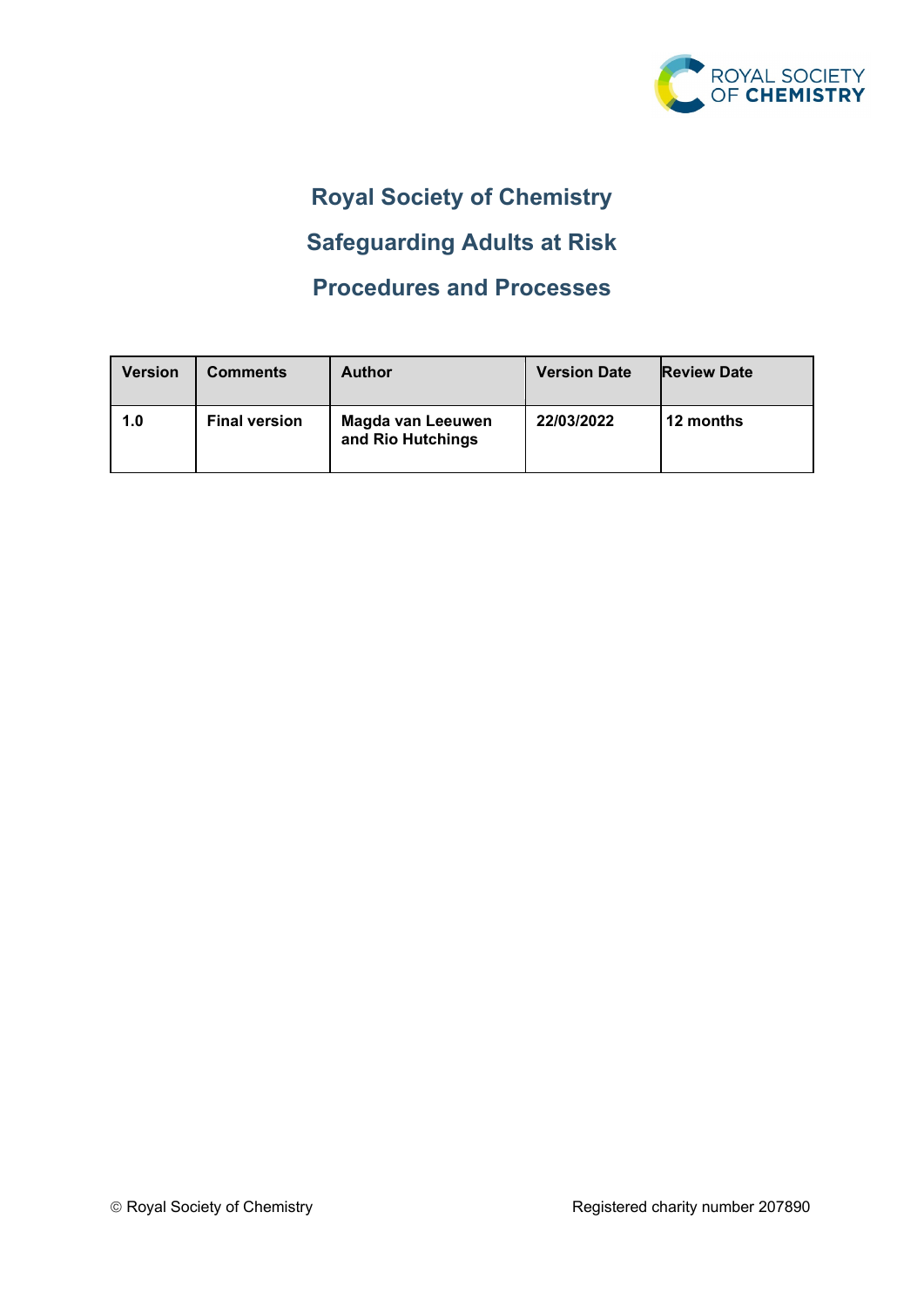# Royal Society of Chemistry

# Safeguarding Adults at Risk

# Procedures and Processes

| Version | Comments | Author | Version Date | Review Date |
|---|---|---|---|---|
| **1.0** | **Final version** | **Magda van Leeuwen and Rio Hutchings** | **22/03/2022** | **12 months** |

© Royal Society of Chemistry

Registered charity number 207890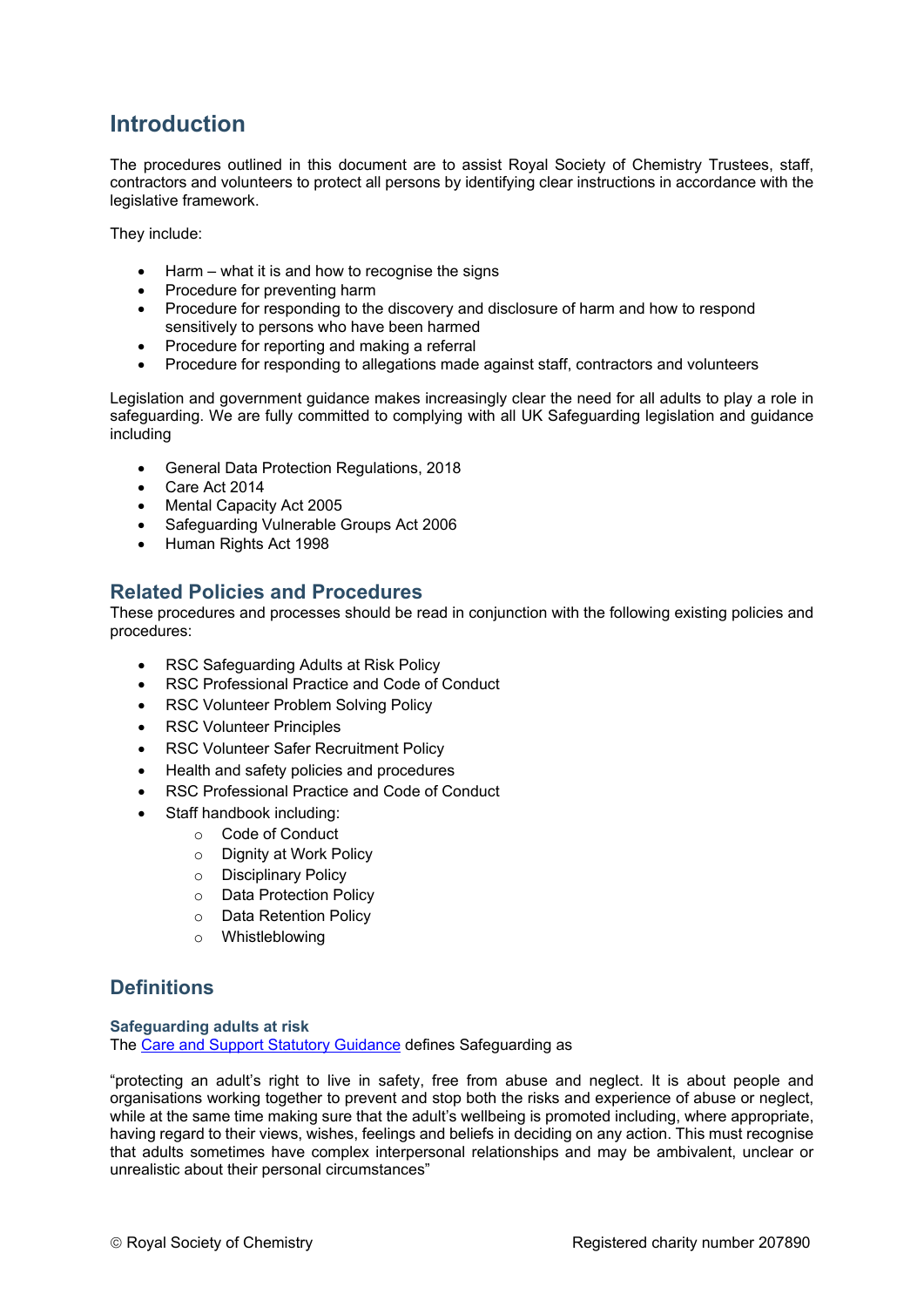## Introduction

The procedures outlined in this document are to assist Royal Society of Chemistry Trustees, staff, contractors and volunteers to protect all persons by identifying clear instructions in accordance with the legislative framework.

They include:

- Harm – what it is and how to recognise the signs
- Procedure for preventing harm
- Procedure for responding to the discovery and disclosure of harm and how to respond sensitively to persons who have been harmed
- Procedure for reporting and making a referral
- Procedure for responding to allegations made against staff, contractors and volunteers

Legislation and government guidance makes increasingly clear the need for all adults to play a role in safeguarding. We are fully committed to complying with all UK Safeguarding legislation and guidance including

- General Data Protection Regulations, 2018
- Care Act 2014
- Mental Capacity Act 2005
- Safeguarding Vulnerable Groups Act 2006
- Human Rights Act 1998

### Related Policies and Procedures

These procedures and processes should be read in conjunction with the following existing policies and procedures:

- RSC Safeguarding Adults at Risk Policy
- RSC Professional Practice and Code of Conduct
- RSC Volunteer Problem Solving Policy
- RSC Volunteer Principles
- RSC Volunteer Safer Recruitment Policy
- Health and safety policies and procedures
- RSC Professional Practice and Code of Conduct
- Staff handbook including:
    - Code of Conduct
    - Dignity at Work Policy
    - Disciplinary Policy
    - Data Protection Policy
    - Data Retention Policy
    - Whistleblowing

## Definitions

### Safeguarding adults at risk

The Care and Support Statutory Guidance defines Safeguarding as

"protecting an adult's right to live in safety, free from abuse and neglect. It is about people and organisations working together to prevent and stop both the risks and experience of abuse or neglect, while at the same time making sure that the adult's wellbeing is promoted including, where appropriate, having regard to their views, wishes, feelings and beliefs in deciding on any action. This must recognise that adults sometimes have complex interpersonal relationships and may be ambivalent, unclear or unrealistic about their personal circumstances"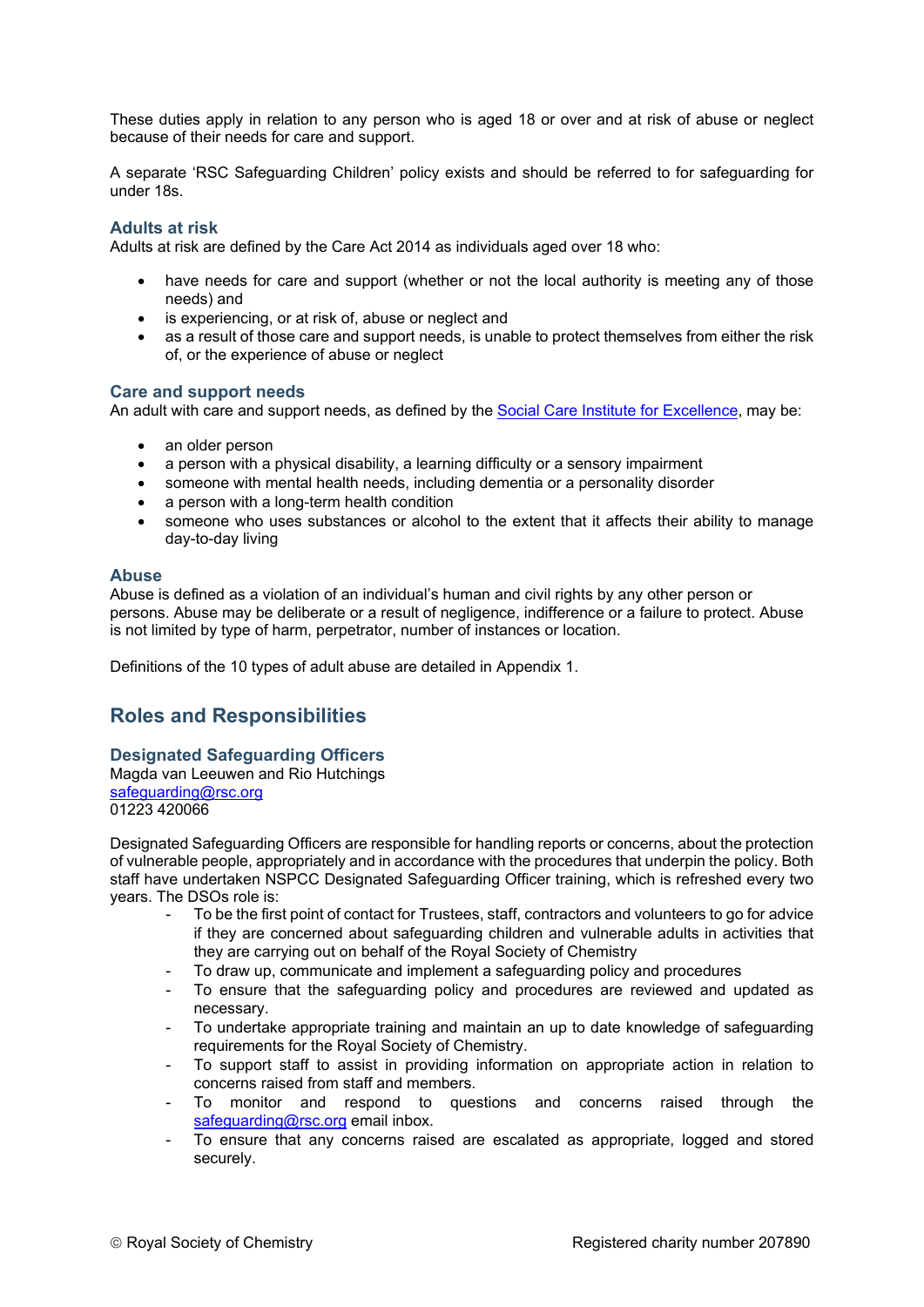These duties apply in relation to any person who is aged 18 or over and at risk of abuse or neglect because of their needs for care and support.

A separate 'RSC Safeguarding Children' policy exists and should be referred to for safeguarding for under 18s.

### Adults at risk

Adults at risk are defined by the Care Act 2014 as individuals aged over 18 who:

- have needs for care and support (whether or not the local authority is meeting any of those needs) and
- is experiencing, or at risk of, abuse or neglect and
- as a result of those care and support needs, is unable to protect themselves from either the risk of, or the experience of abuse or neglect

### Care and support needs

An adult with care and support needs, as defined by the [Social Care Institute for Excellence](), may be:

- an older person
- a person with a physical disability, a learning difficulty or a sensory impairment
- someone with mental health needs, including dementia or a personality disorder
- a person with a long-term health condition
- someone who uses substances or alcohol to the extent that it affects their ability to manage day-to-day living

### Abuse

Abuse is defined as a violation of an individual's human and civil rights by any other person or persons. Abuse may be deliberate or a result of negligence, indifference or a failure to protect. Abuse is not limited by type of harm, perpetrator, number of instances or location.

Definitions of the 10 types of adult abuse are detailed in Appendix 1.

## Roles and Responsibilities

### Designated Safeguarding Officers

Magda van Leeuwen and Rio Hutchings
safeguarding@rsc.org
01223 420066

Designated Safeguarding Officers are responsible for handling reports or concerns, about the protection of vulnerable people, appropriately and in accordance with the procedures that underpin the policy. Both staff have undertaken NSPCC Designated Safeguarding Officer training, which is refreshed every two years. The DSOs role is:

- To be the first point of contact for Trustees, staff, contractors and volunteers to go for advice if they are concerned about safeguarding children and vulnerable adults in activities that they are carrying out on behalf of the Royal Society of Chemistry
- To draw up, communicate and implement a safeguarding policy and procedures
- To ensure that the safeguarding policy and procedures are reviewed and updated as necessary.
- To undertake appropriate training and maintain an up to date knowledge of safeguarding requirements for the Royal Society of Chemistry.
- To support staff to assist in providing information on appropriate action in relation to concerns raised from staff and members.
- To monitor and respond to questions and concerns raised through the safeguarding@rsc.org email inbox.
- To ensure that any concerns raised are escalated as appropriate, logged and stored securely.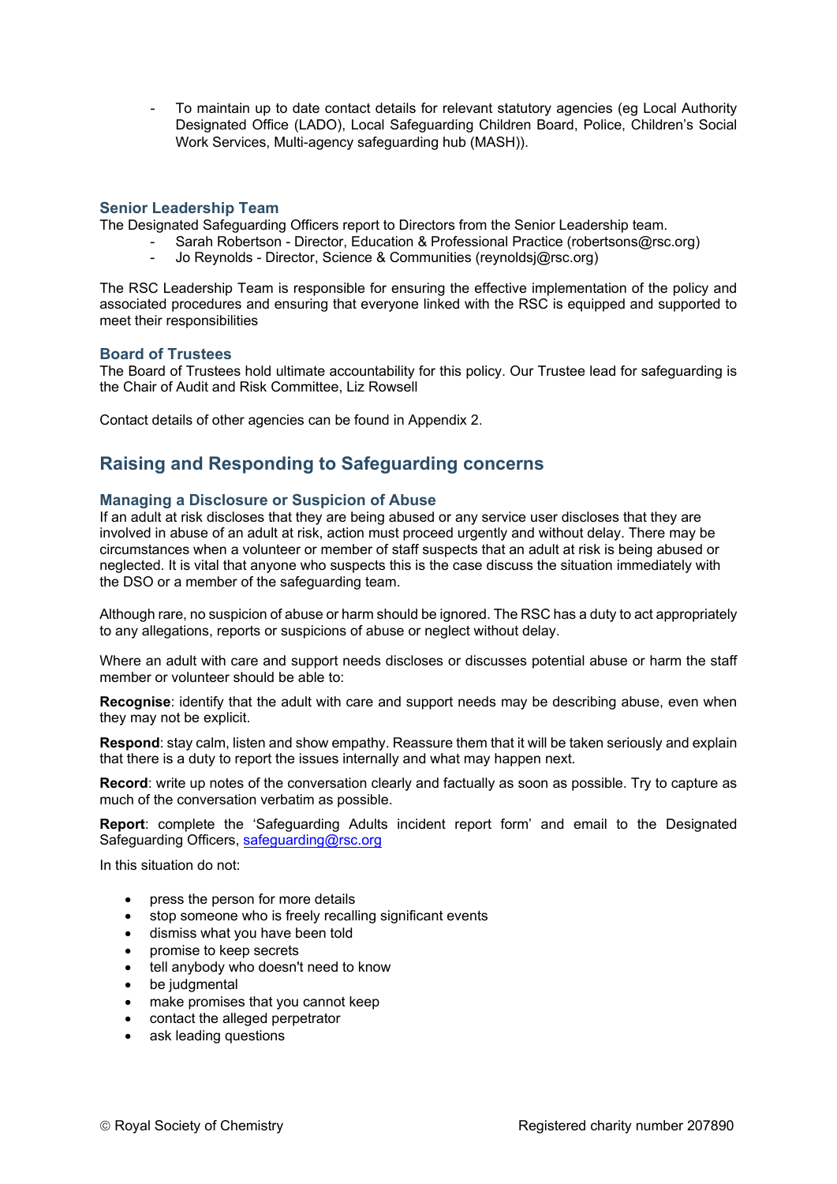- To maintain up to date contact details for relevant statutory agencies (eg Local Authority Designated Office (LADO), Local Safeguarding Children Board, Police, Children's Social Work Services, Multi-agency safeguarding hub (MASH)).

### Senior Leadership Team

The Designated Safeguarding Officers report to Directors from the Senior Leadership team.

- Sarah Robertson - Director, Education & Professional Practice (robertsons@rsc.org)
- Jo Reynolds - Director, Science & Communities (reynoldsj@rsc.org)

The RSC Leadership Team is responsible for ensuring the effective implementation of the policy and associated procedures and ensuring that everyone linked with the RSC is equipped and supported to meet their responsibilities

### Board of Trustees

The Board of Trustees hold ultimate accountability for this policy. Our Trustee lead for safeguarding is the Chair of Audit and Risk Committee, Liz Rowsell

Contact details of other agencies can be found in Appendix 2.

## Raising and Responding to Safeguarding concerns

### Managing a Disclosure or Suspicion of Abuse

If an adult at risk discloses that they are being abused or any service user discloses that they are involved in abuse of an adult at risk, action must proceed urgently and without delay. There may be circumstances when a volunteer or member of staff suspects that an adult at risk is being abused or neglected. It is vital that anyone who suspects this is the case discuss the situation immediately with the DSO or a member of the safeguarding team.

Although rare, no suspicion of abuse or harm should be ignored. The RSC has a duty to act appropriately to any allegations, reports or suspicions of abuse or neglect without delay.

Where an adult with care and support needs discloses or discusses potential abuse or harm the staff member or volunteer should be able to:

**Recognise**: identify that the adult with care and support needs may be describing abuse, even when they may not be explicit.

**Respond**: stay calm, listen and show empathy. Reassure them that it will be taken seriously and explain that there is a duty to report the issues internally and what may happen next.

**Record**: write up notes of the conversation clearly and factually as soon as possible. Try to capture as much of the conversation verbatim as possible.

**Report**: complete the 'Safeguarding Adults incident report form' and email to the Designated Safeguarding Officers, safeguarding@rsc.org

In this situation do not:

- press the person for more details
- stop someone who is freely recalling significant events
- dismiss what you have been told
- promise to keep secrets
- tell anybody who doesn't need to know
- be judgmental
- make promises that you cannot keep
- contact the alleged perpetrator
- ask leading questions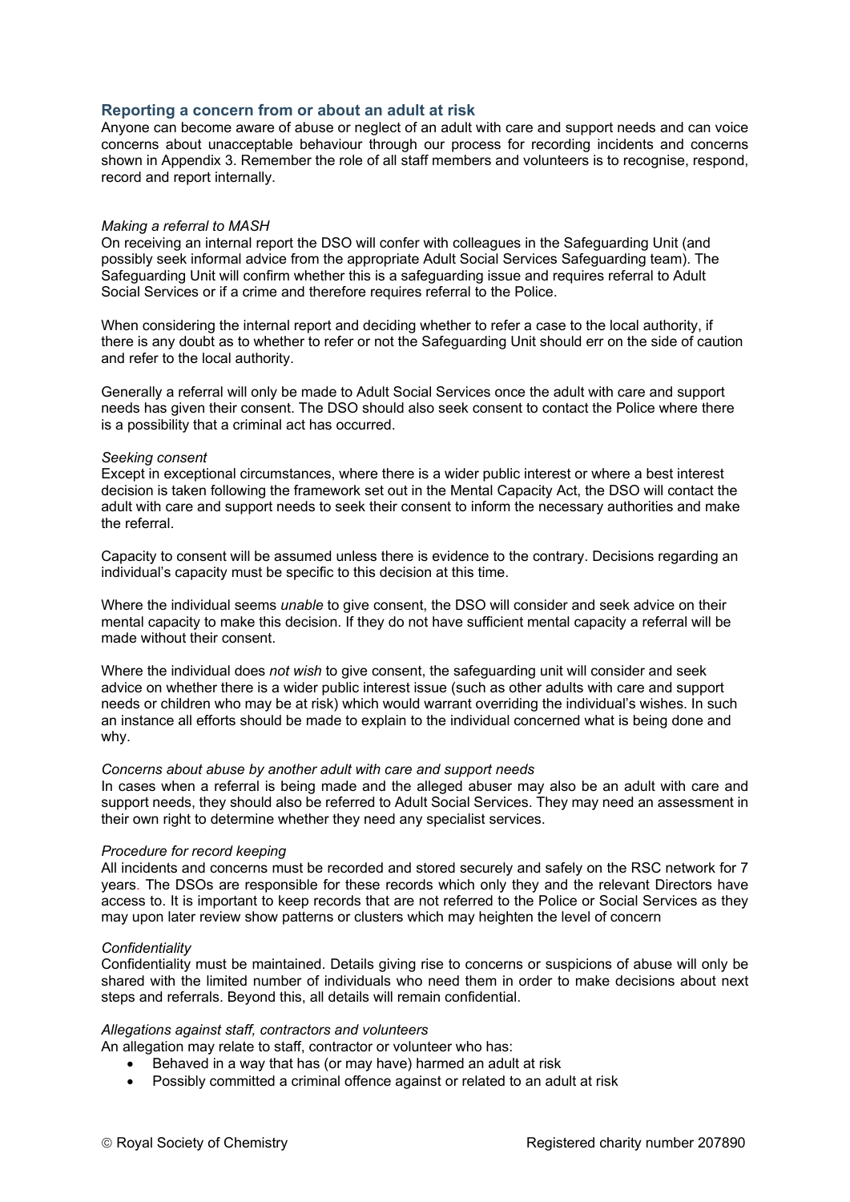## Reporting a concern from or about an adult at risk

Anyone can become aware of abuse or neglect of an adult with care and support needs and can voice concerns about unacceptable behaviour through our process for recording incidents and concerns shown in Appendix 3. Remember the role of all staff members and volunteers is to recognise, respond, record and report internally.

*Making a referral to MASH*

On receiving an internal report the DSO will confer with colleagues in the Safeguarding Unit (and possibly seek informal advice from the appropriate Adult Social Services Safeguarding team). The Safeguarding Unit will confirm whether this is a safeguarding issue and requires referral to Adult Social Services or if a crime and therefore requires referral to the Police.

When considering the internal report and deciding whether to refer a case to the local authority, if there is any doubt as to whether to refer or not the Safeguarding Unit should err on the side of caution and refer to the local authority.

Generally a referral will only be made to Adult Social Services once the adult with care and support needs has given their consent. The DSO should also seek consent to contact the Police where there is a possibility that a criminal act has occurred.

*Seeking consent*

Except in exceptional circumstances, where there is a wider public interest or where a best interest decision is taken following the framework set out in the Mental Capacity Act, the DSO will contact the adult with care and support needs to seek their consent to inform the necessary authorities and make the referral.

Capacity to consent will be assumed unless there is evidence to the contrary. Decisions regarding an individual's capacity must be specific to this decision at this time.

Where the individual seems *unable* to give consent, the DSO will consider and seek advice on their mental capacity to make this decision. If they do not have sufficient mental capacity a referral will be made without their consent.

Where the individual does *not wish* to give consent, the safeguarding unit will consider and seek advice on whether there is a wider public interest issue (such as other adults with care and support needs or children who may be at risk) which would warrant overriding the individual's wishes. In such an instance all efforts should be made to explain to the individual concerned what is being done and why.

*Concerns about abuse by another adult with care and support needs*

In cases when a referral is being made and the alleged abuser may also be an adult with care and support needs, they should also be referred to Adult Social Services. They may need an assessment in their own right to determine whether they need any specialist services.

*Procedure for record keeping*

All incidents and concerns must be recorded and stored securely and safely on the RSC network for 7 years. The DSOs are responsible for these records which only they and the relevant Directors have access to. It is important to keep records that are not referred to the Police or Social Services as they may upon later review show patterns or clusters which may heighten the level of concern

*Confidentiality*

Confidentiality must be maintained. Details giving rise to concerns or suspicions of abuse will only be shared with the limited number of individuals who need them in order to make decisions about next steps and referrals. Beyond this, all details will remain confidential.

*Allegations against staff, contractors and volunteers*

An allegation may relate to staff, contractor or volunteer who has:

- Behaved in a way that has (or may have) harmed an adult at risk
- Possibly committed a criminal offence against or related to an adult at risk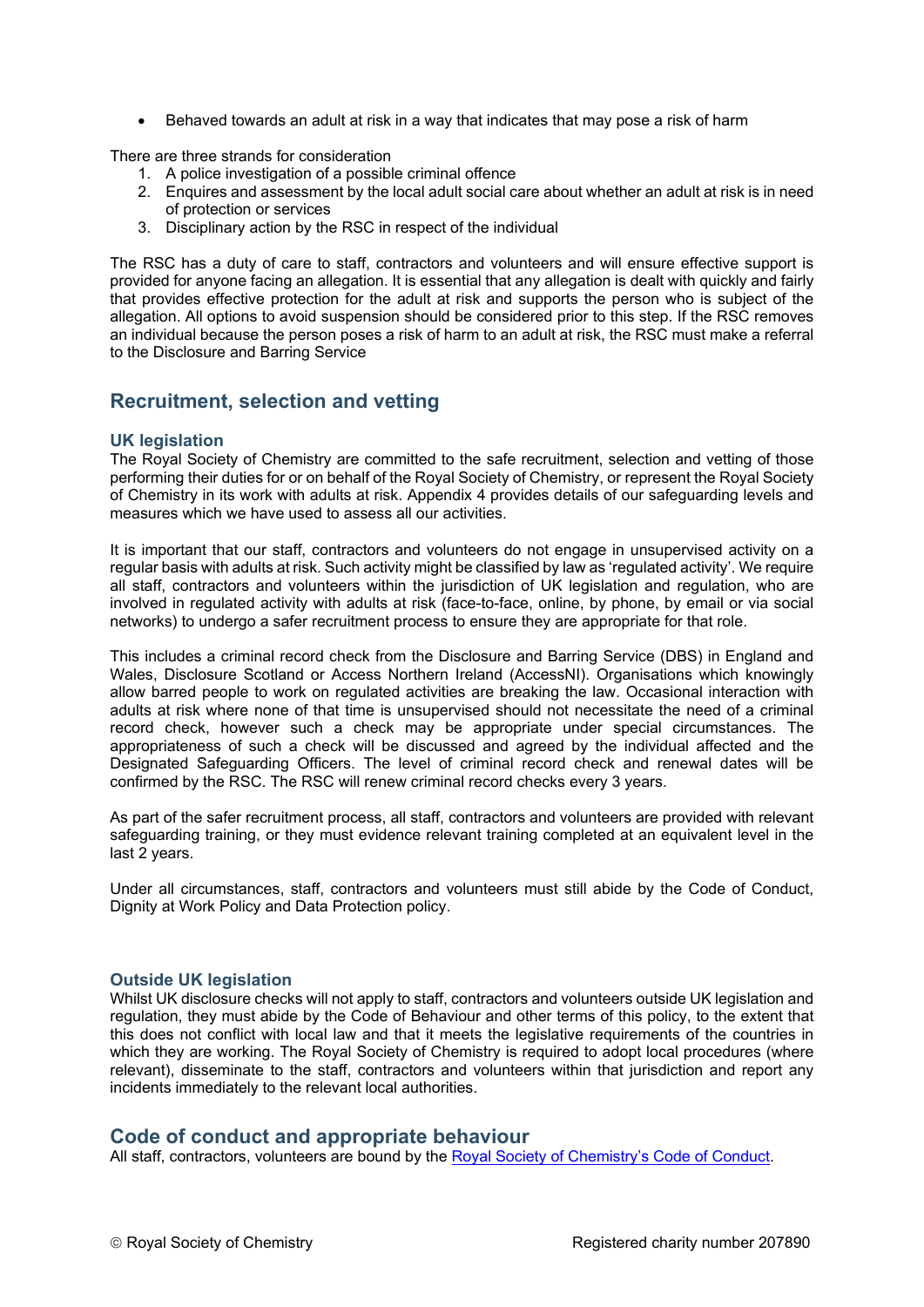- Behaved towards an adult at risk in a way that indicates that may pose a risk of harm

There are three strands for consideration

1. A police investigation of a possible criminal offence
2. Enquires and assessment by the local adult social care about whether an adult at risk is in need of protection or services
3. Disciplinary action by the RSC in respect of the individual

The RSC has a duty of care to staff, contractors and volunteers and will ensure effective support is provided for anyone facing an allegation. It is essential that any allegation is dealt with quickly and fairly that provides effective protection for the adult at risk and supports the person who is subject of the allegation. All options to avoid suspension should be considered prior to this step. If the RSC removes an individual because the person poses a risk of harm to an adult at risk, the RSC must make a referral to the Disclosure and Barring Service

## Recruitment, selection and vetting

### UK legislation

The Royal Society of Chemistry are committed to the safe recruitment, selection and vetting of those performing their duties for or on behalf of the Royal Society of Chemistry, or represent the Royal Society of Chemistry in its work with adults at risk. Appendix 4 provides details of our safeguarding levels and measures which we have used to assess all our activities.

It is important that our staff, contractors and volunteers do not engage in unsupervised activity on a regular basis with adults at risk. Such activity might be classified by law as 'regulated activity'. We require all staff, contractors and volunteers within the jurisdiction of UK legislation and regulation, who are involved in regulated activity with adults at risk (face-to-face, online, by phone, by email or via social networks) to undergo a safer recruitment process to ensure they are appropriate for that role.

This includes a criminal record check from the Disclosure and Barring Service (DBS) in England and Wales, Disclosure Scotland or Access Northern Ireland (AccessNI). Organisations which knowingly allow barred people to work on regulated activities are breaking the law. Occasional interaction with adults at risk where none of that time is unsupervised should not necessitate the need of a criminal record check, however such a check may be appropriate under special circumstances. The appropriateness of such a check will be discussed and agreed by the individual affected and the Designated Safeguarding Officers. The level of criminal record check and renewal dates will be confirmed by the RSC. The RSC will renew criminal record checks every 3 years.

As part of the safer recruitment process, all staff, contractors and volunteers are provided with relevant safeguarding training, or they must evidence relevant training completed at an equivalent level in the last 2 years.

Under all circumstances, staff, contractors and volunteers must still abide by the Code of Conduct, Dignity at Work Policy and Data Protection policy.

### Outside UK legislation

Whilst UK disclosure checks will not apply to staff, contractors and volunteers outside UK legislation and regulation, they must abide by the Code of Behaviour and other terms of this policy, to the extent that this does not conflict with local law and that it meets the legislative requirements of the countries in which they are working. The Royal Society of Chemistry is required to adopt local procedures (where relevant), disseminate to the staff, contractors and volunteers within that jurisdiction and report any incidents immediately to the relevant local authorities.

## Code of conduct and appropriate behaviour

All staff, contractors, volunteers are bound by the Royal Society of Chemistry's Code of Conduct.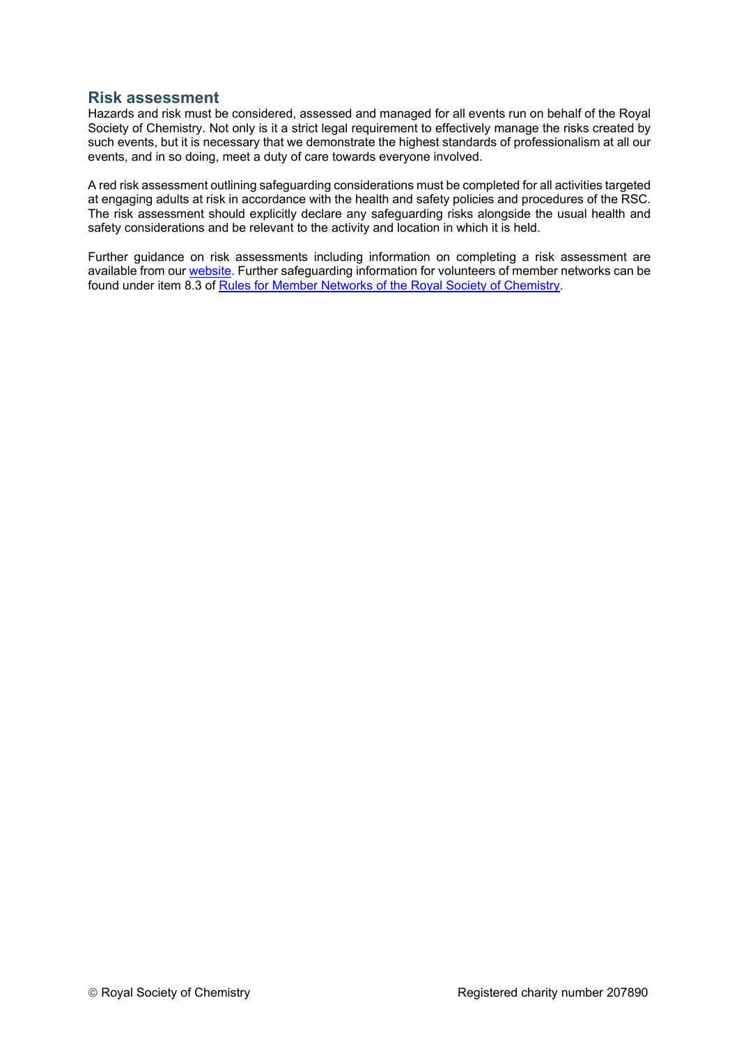## Risk assessment

Hazards and risk must be considered, assessed and managed for all events run on behalf of the Royal Society of Chemistry. Not only is it a strict legal requirement to effectively manage the risks created by such events, but it is necessary that we demonstrate the highest standards of professionalism at all our events, and in so doing, meet a duty of care towards everyone involved.

A red risk assessment outlining safeguarding considerations must be completed for all activities targeted at engaging adults at risk in accordance with the health and safety policies and procedures of the RSC. The risk assessment should explicitly declare any safeguarding risks alongside the usual health and safety considerations and be relevant to the activity and location in which it is held.

Further guidance on risk assessments including information on completing a risk assessment are available from our website. Further safeguarding information for volunteers of member networks can be found under item 8.3 of Rules for Member Networks of the Royal Society of Chemistry.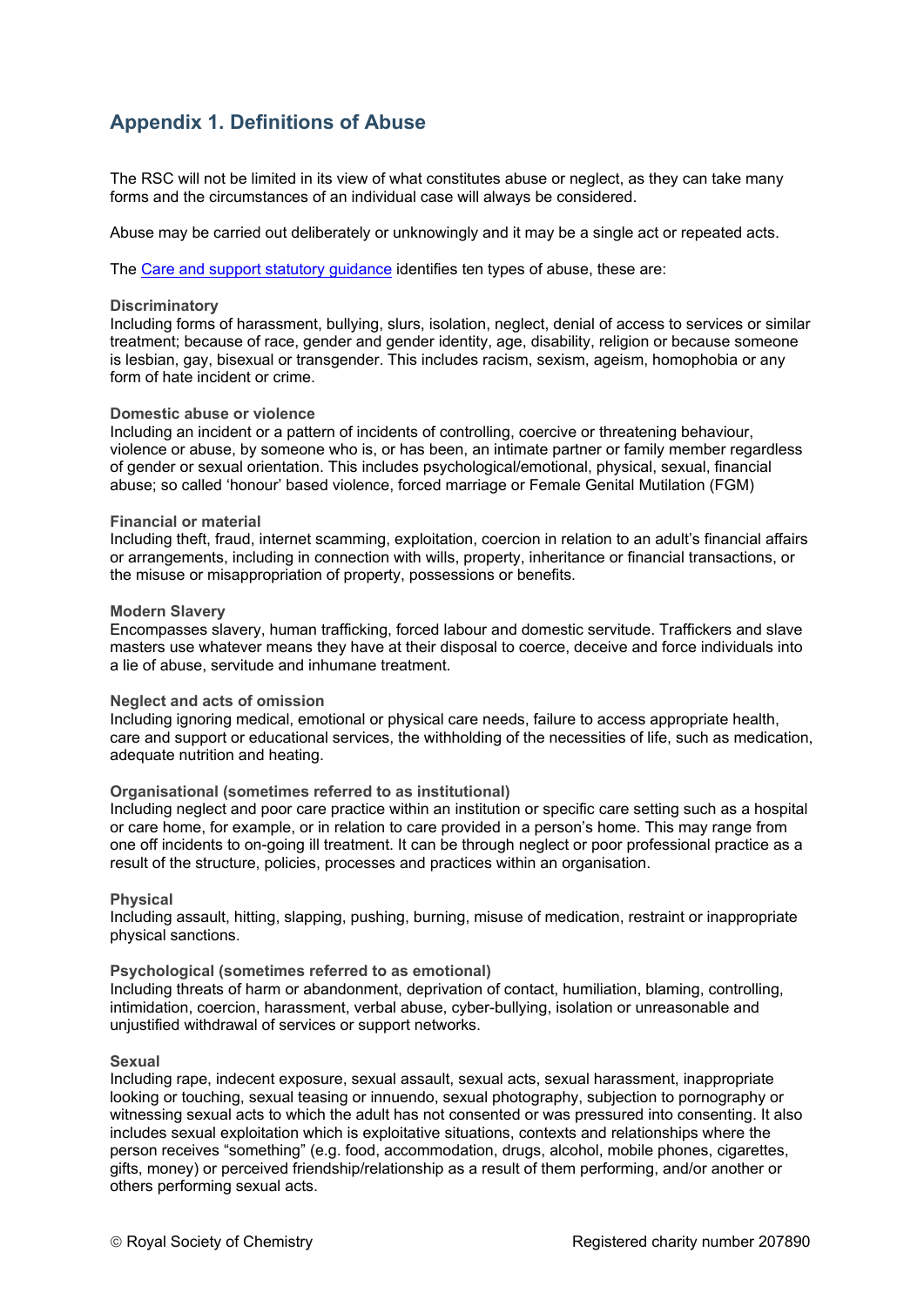## Appendix 1. Definitions of Abuse

The RSC will not be limited in its view of what constitutes abuse or neglect, as they can take many forms and the circumstances of an individual case will always be considered.

Abuse may be carried out deliberately or unknowingly and it may be a single act or repeated acts.

The [Care and support statutory guidance] identifies ten types of abuse, these are:

**Discriminatory**
Including forms of harassment, bullying, slurs, isolation, neglect, denial of access to services or similar treatment; because of race, gender and gender identity, age, disability, religion or because someone is lesbian, gay, bisexual or transgender. This includes racism, sexism, ageism, homophobia or any form of hate incident or crime.

**Domestic abuse or violence**
Including an incident or a pattern of incidents of controlling, coercive or threatening behaviour, violence or abuse, by someone who is, or has been, an intimate partner or family member regardless of gender or sexual orientation. This includes psychological/emotional, physical, sexual, financial abuse; so called 'honour' based violence, forced marriage or Female Genital Mutilation (FGM)

**Financial or material**
Including theft, fraud, internet scamming, exploitation, coercion in relation to an adult's financial affairs or arrangements, including in connection with wills, property, inheritance or financial transactions, or the misuse or misappropriation of property, possessions or benefits.

**Modern Slavery**
Encompasses slavery, human trafficking, forced labour and domestic servitude. Traffickers and slave masters use whatever means they have at their disposal to coerce, deceive and force individuals into a lie of abuse, servitude and inhumane treatment.

**Neglect and acts of omission**
Including ignoring medical, emotional or physical care needs, failure to access appropriate health, care and support or educational services, the withholding of the necessities of life, such as medication, adequate nutrition and heating.

**Organisational (sometimes referred to as institutional)**
Including neglect and poor care practice within an institution or specific care setting such as a hospital or care home, for example, or in relation to care provided in a person's home. This may range from one off incidents to on-going ill treatment. It can be through neglect or poor professional practice as a result of the structure, policies, processes and practices within an organisation.

**Physical**
Including assault, hitting, slapping, pushing, burning, misuse of medication, restraint or inappropriate physical sanctions.

**Psychological (sometimes referred to as emotional)**
Including threats of harm or abandonment, deprivation of contact, humiliation, blaming, controlling, intimidation, coercion, harassment, verbal abuse, cyber-bullying, isolation or unreasonable and unjustified withdrawal of services or support networks.

**Sexual**
Including rape, indecent exposure, sexual assault, sexual acts, sexual harassment, inappropriate looking or touching, sexual teasing or innuendo, sexual photography, subjection to pornography or witnessing sexual acts to which the adult has not consented or was pressured into consenting. It also includes sexual exploitation which is exploitative situations, contexts and relationships where the person receives "something" (e.g. food, accommodation, drugs, alcohol, mobile phones, cigarettes, gifts, money) or perceived friendship/relationship as a result of them performing, and/or another or others performing sexual acts.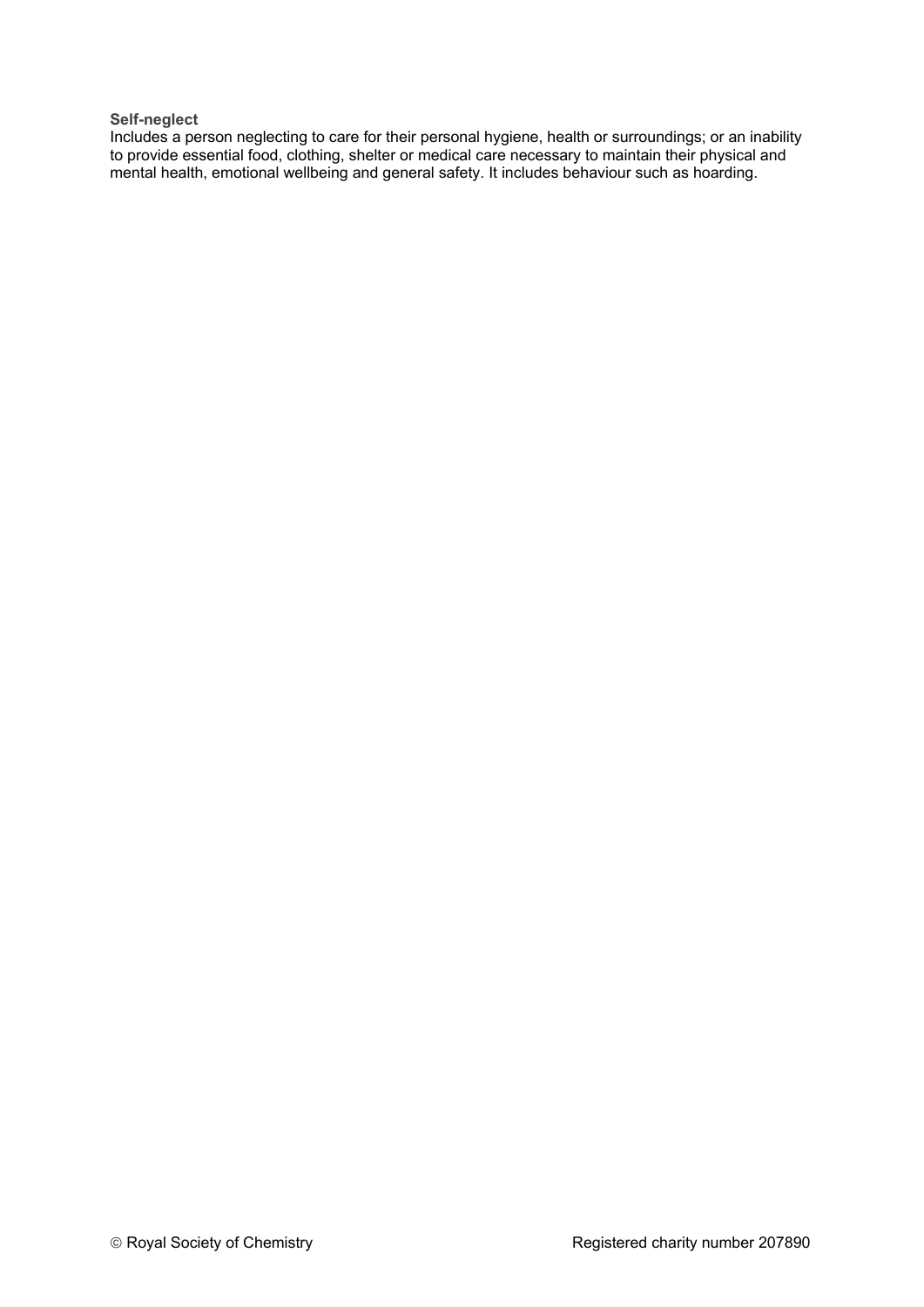**Self-neglect**

Includes a person neglecting to care for their personal hygiene, health or surroundings; or an inability to provide essential food, clothing, shelter or medical care necessary to maintain their physical and mental health, emotional wellbeing and general safety. It includes behaviour such as hoarding.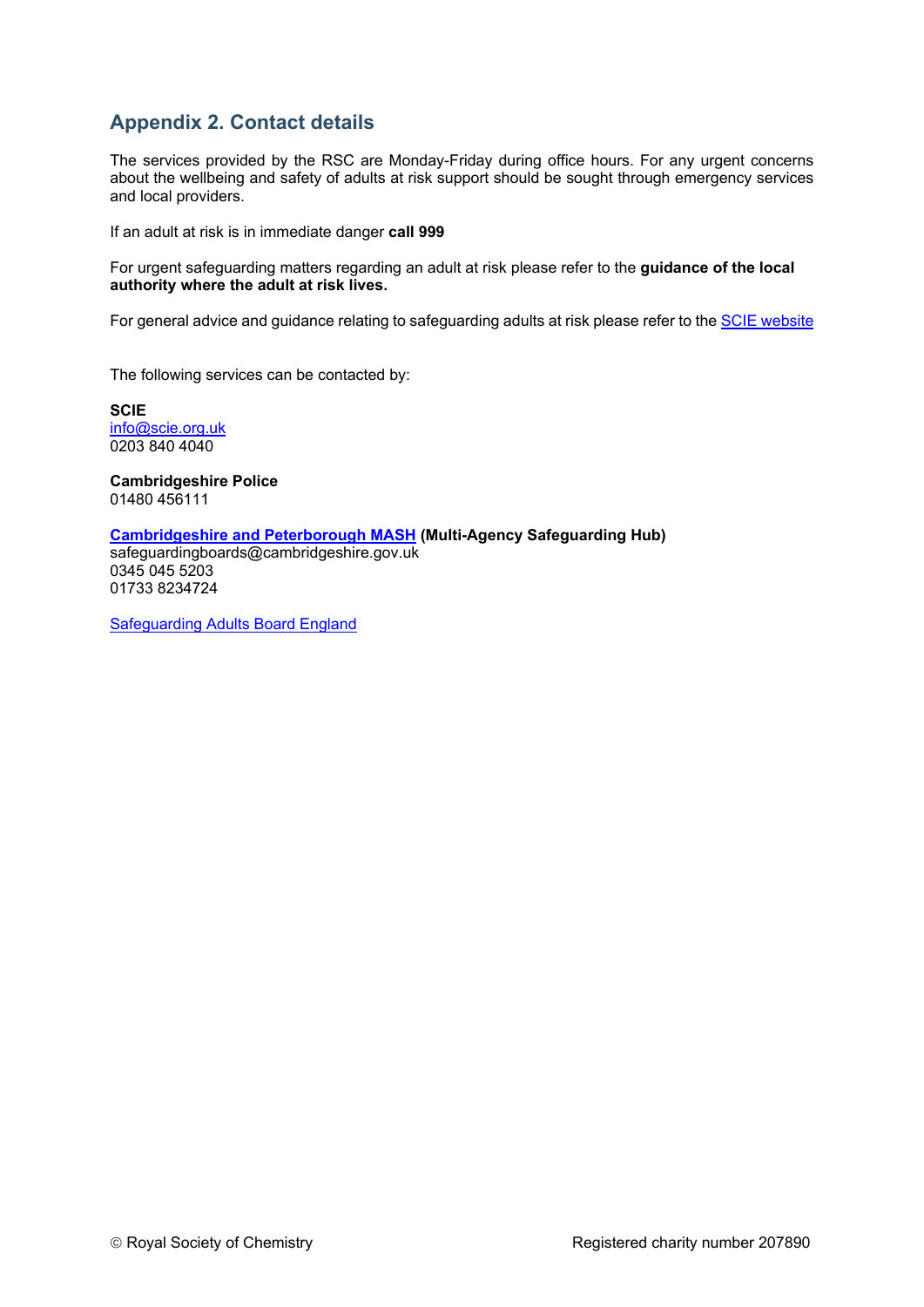## Appendix 2. Contact details

The services provided by the RSC are Monday-Friday during office hours. For any urgent concerns about the wellbeing and safety of adults at risk support should be sought through emergency services and local providers.

If an adult at risk is in immediate danger **call 999**

For urgent safeguarding matters regarding an adult at risk please refer to the **guidance of the local authority where the adult at risk lives.**

For general advice and guidance relating to safeguarding adults at risk please refer to the SCIE website

The following services can be contacted by:

**SCIE**
info@scie.org.uk
0203 840 4040

**Cambridgeshire Police**
01480 456111

**Cambridgeshire and Peterborough MASH (Multi-Agency Safeguarding Hub)**
safeguardingboards@cambridgeshire.gov.uk
0345 045 5203
01733 8234724

Safeguarding Adults Board England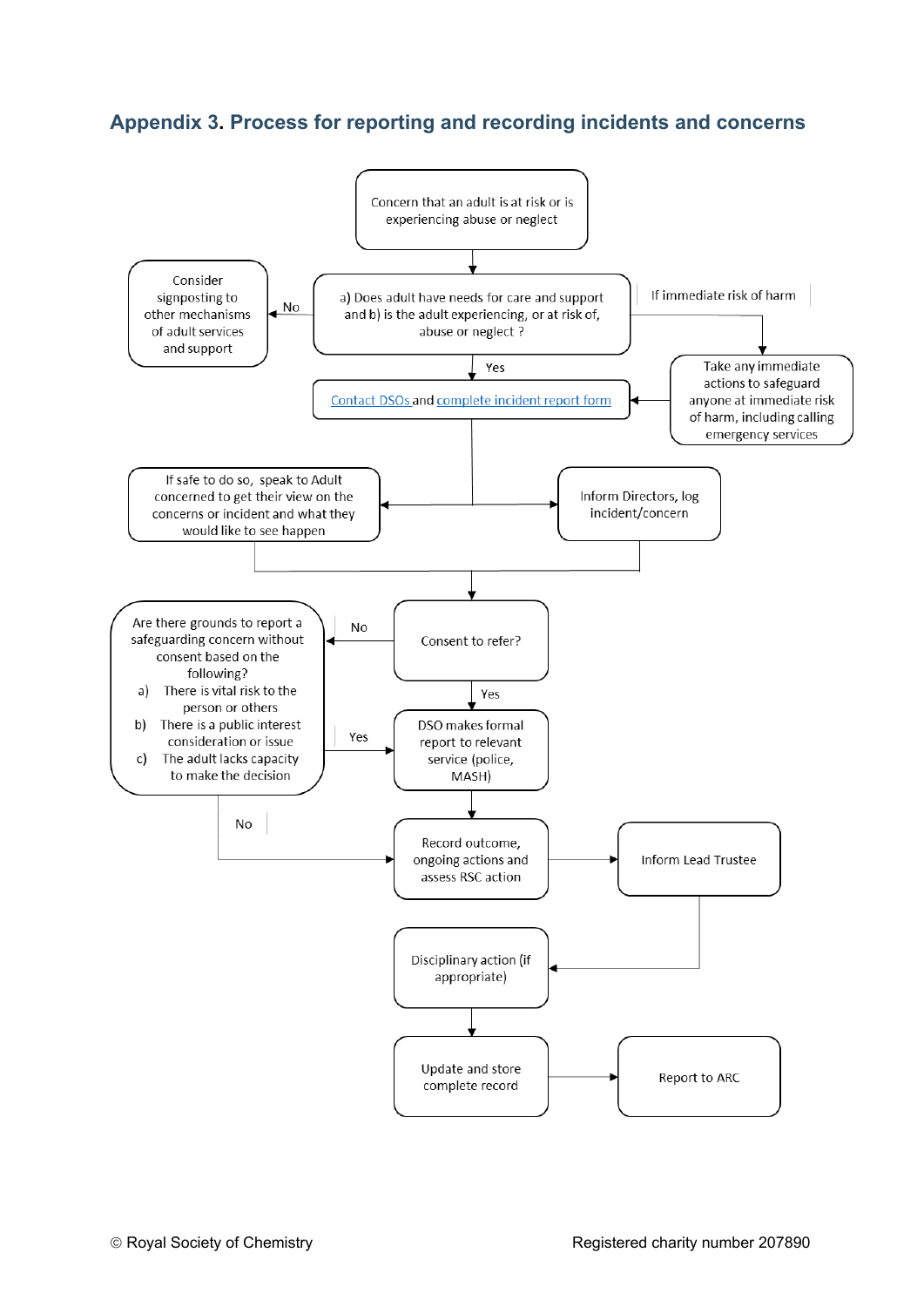## Appendix 3. Process for reporting and recording incidents and concerns

Concern that an adult is at risk or is experiencing abuse or neglect

a) Does adult have needs for care and support and b) is the adult experiencing, or at risk of, abuse or neglect ?

No → Consider signposting to other mechanisms of adult services and support

If immediate risk of harm → Take any immediate actions to safeguard anyone at immediate risk of harm, including calling emergency services

Yes → Contact DSOs and complete incident report form

If safe to do so, speak to Adult concerned to get their view on the concerns or incident and what they would like to see happen

Inform Directors, log incident/concern

Consent to refer?

No → Are there grounds to report a safeguarding concern without consent based on the following?

a) There is vital risk to the person or others
b) There is a public interest consideration or issue
c) The adult lacks capacity to make the decision

Yes → DSO makes formal report to relevant service (police, MASH)

No → Record outcome, ongoing actions and assess RSC action

Record outcome, ongoing actions and assess RSC action → Inform Lead Trustee

Disciplinary action (if appropriate)

Update and store complete record → Report to ARC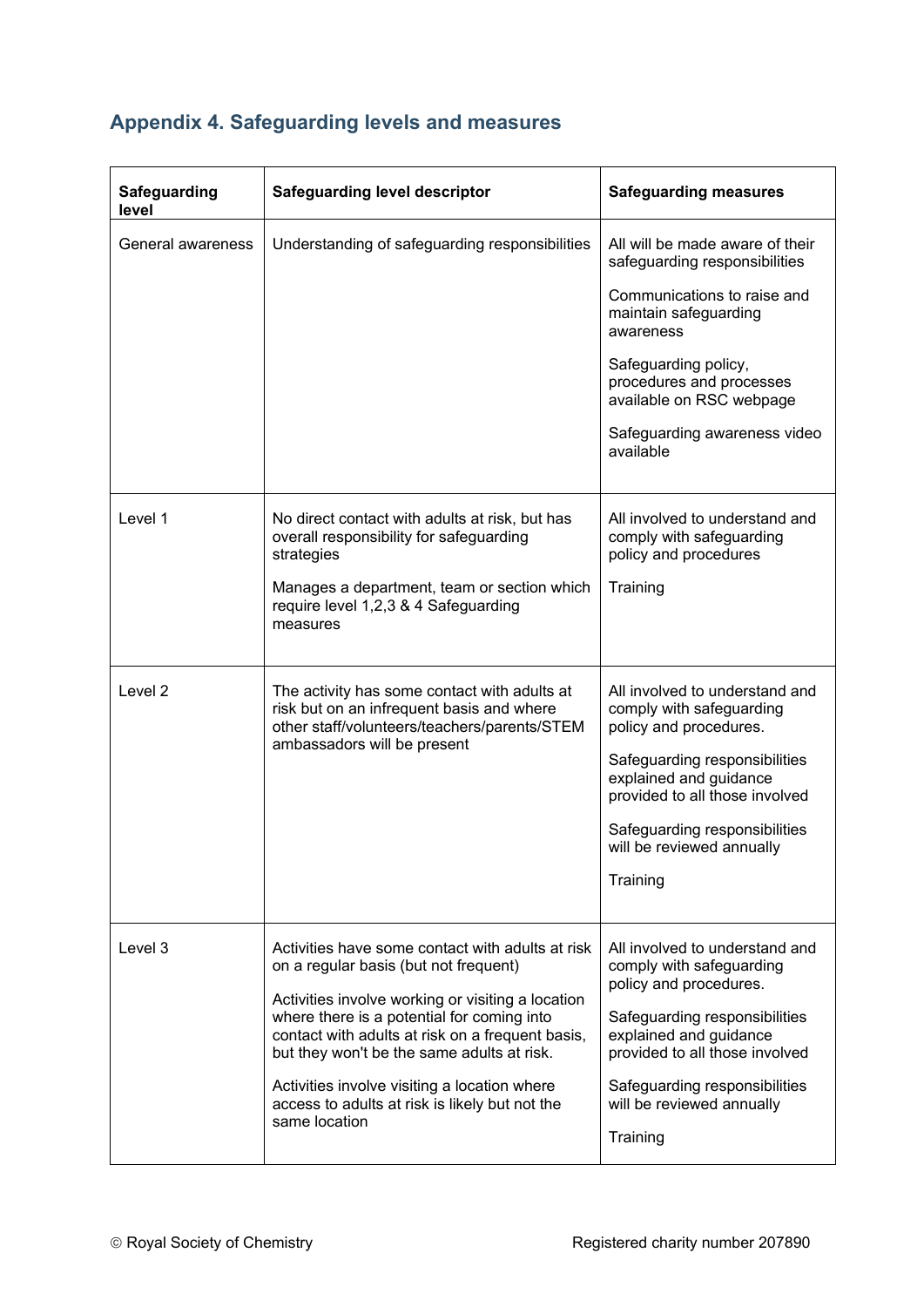## Appendix 4. Safeguarding levels and measures

| Safeguarding level | Safeguarding level descriptor | Safeguarding measures |
|---|---|---|
| General awareness | Understanding of safeguarding responsibilities | All will be made aware of their safeguarding responsibilities<br><br>Communications to raise and maintain safeguarding awareness<br><br>Safeguarding policy, procedures and processes available on RSC webpage<br><br>Safeguarding awareness video available |
| Level 1 | No direct contact with adults at risk, but has overall responsibility for safeguarding strategies<br><br>Manages a department, team or section which require level 1,2,3 & 4 Safeguarding measures | All involved to understand and comply with safeguarding policy and procedures<br><br>Training |
| Level 2 | The activity has some contact with adults at risk but on an infrequent basis and where other staff/volunteers/teachers/parents/STEM ambassadors will be present | All involved to understand and comply with safeguarding policy and procedures.<br><br>Safeguarding responsibilities explained and guidance provided to all those involved<br><br>Safeguarding responsibilities will be reviewed annually<br><br>Training |
| Level 3 | Activities have some contact with adults at risk on a regular basis (but not frequent)<br><br>Activities involve working or visiting a location where there is a potential for coming into contact with adults at risk on a frequent basis, but they won't be the same adults at risk.<br><br>Activities involve visiting a location where access to adults at risk is likely but not the same location | All involved to understand and comply with safeguarding policy and procedures.<br><br>Safeguarding responsibilities explained and guidance provided to all those involved<br><br>Safeguarding responsibilities will be reviewed annually<br><br>Training |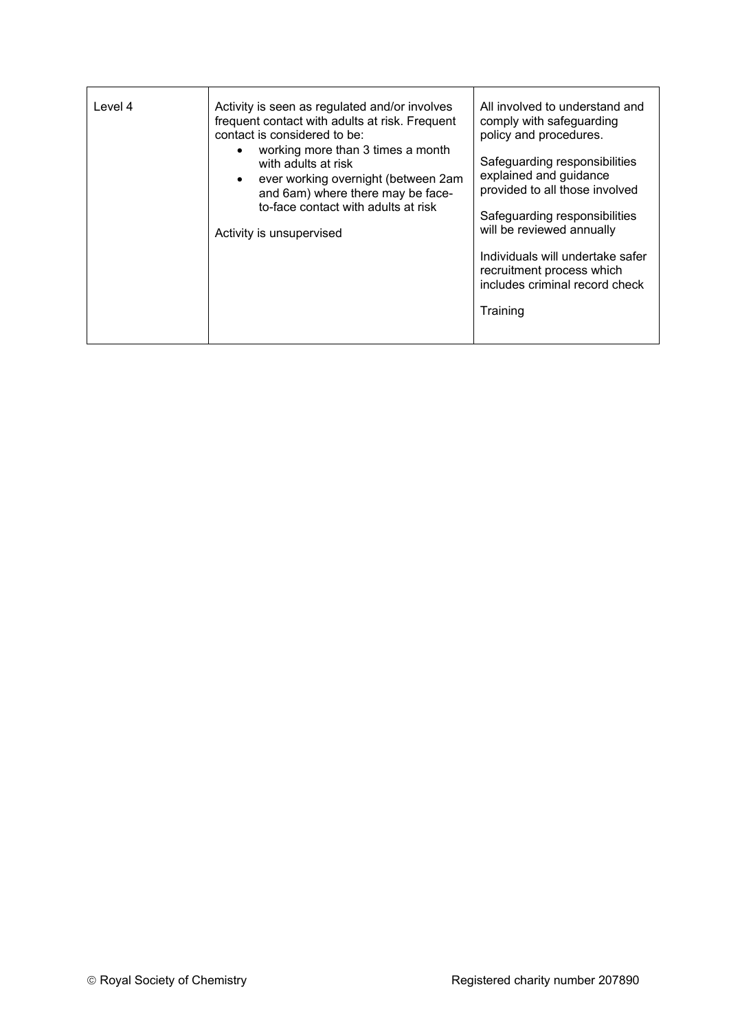| | | |
|---|---|---|
| Level 4 | Activity is seen as regulated and/or involves frequent contact with adults at risk. Frequent contact is considered to be:<br>• working more than 3 times a month with adults at risk<br>• ever working overnight (between 2am and 6am) where there may be face-to-face contact with adults at risk<br><br>Activity is unsupervised | All involved to understand and comply with safeguarding policy and procedures.<br><br>Safeguarding responsibilities explained and guidance provided to all those involved<br><br>Safeguarding responsibilities will be reviewed annually<br><br>Individuals will undertake safer recruitment process which includes criminal record check<br><br>Training |